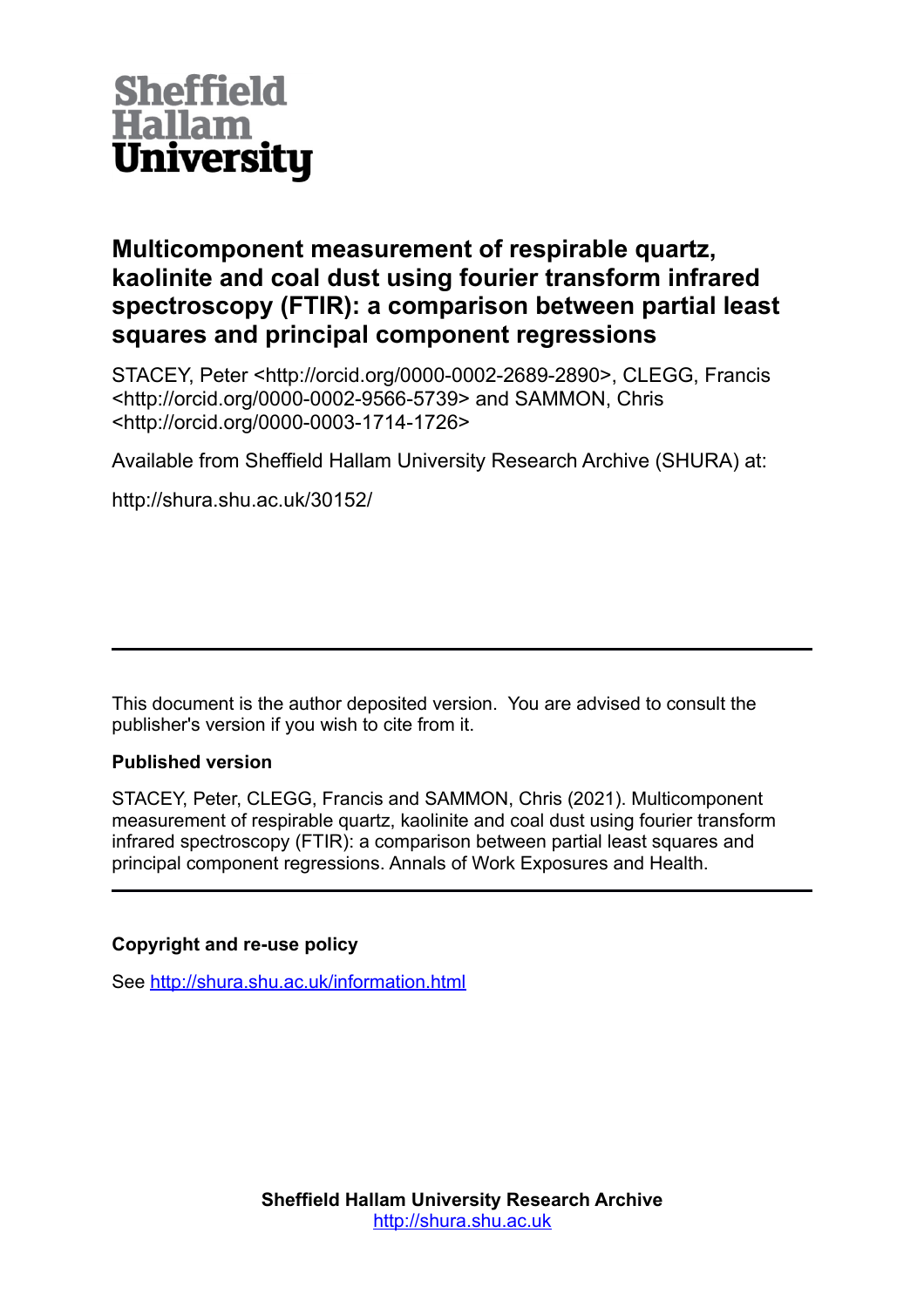Sheffield Hallam University

# Multicomponent measurement of respirable quartz, kaolinite and coal dust using fourier transform infrared spectroscopy (FTIR): a comparison between partial least squares and principal component regressions

STACEY, Peter <http://orcid.org/0000-0002-2689-2890>, CLEGG, Francis <http://orcid.org/0000-0002-9566-5739> and SAMMON, Chris <http://orcid.org/0000-0003-1714-1726>

Available from Sheffield Hallam University Research Archive (SHURA) at:

http://shura.shu.ac.uk/30152/

---

This document is the author deposited version. You are advised to consult the publisher's version if you wish to cite from it.

**Published version**

STACEY, Peter, CLEGG, Francis and SAMMON, Chris (2021). Multicomponent measurement of respirable quartz, kaolinite and coal dust using fourier transform infrared spectroscopy (FTIR): a comparison between partial least squares and principal component regressions. Annals of Work Exposures and Health.

---

**Copyright and re-use policy**

See http://shura.shu.ac.uk/information.html

**Sheffield Hallam University Research Archive**
http://shura.shu.ac.uk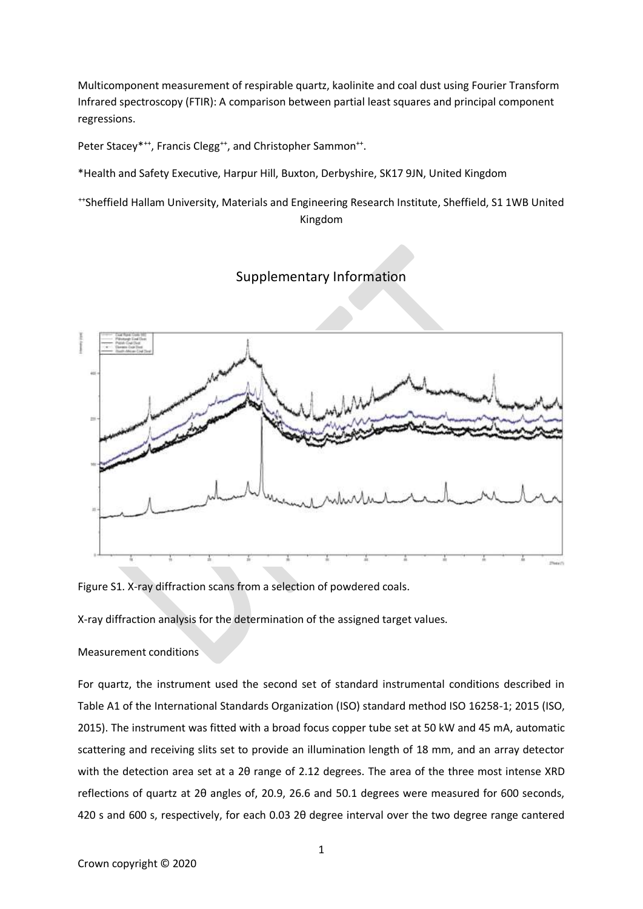Multicomponent measurement of respirable quartz, kaolinite and coal dust using Fourier Transform Infrared spectroscopy (FTIR): A comparison between partial least squares and principal component regressions.

Peter Stacey*[++], Francis Clegg[++], and Christopher Sammon[++].

*Health and Safety Executive, Harpur Hill, Buxton, Derbyshire, SK17 9JN, United Kingdom

[++]Sheffield Hallam University, Materials and Engineering Research Institute, Sheffield, S1 1WB United Kingdom

## Supplementary Information

Figure S1. X-ray diffraction scans from a selection of powdered coals.

X-ray diffraction analysis for the determination of the assigned target values.

Measurement conditions

For quartz, the instrument used the second set of standard instrumental conditions described in Table A1 of the International Standards Organization (ISO) standard method ISO 16258-1; 2015 (ISO, 2015). The instrument was fitted with a broad focus copper tube set at 50 kW and 45 mA, automatic scattering and receiving slits set to provide an illumination length of 18 mm, and an array detector with the detection area set at a 2θ range of 2.12 degrees. The area of the three most intense XRD reflections of quartz at 2θ angles of, 20.9, 26.6 and 50.1 degrees were measured for 600 seconds, 420 s and 600 s, respectively, for each 0.03 2θ degree interval over the two degree range cantered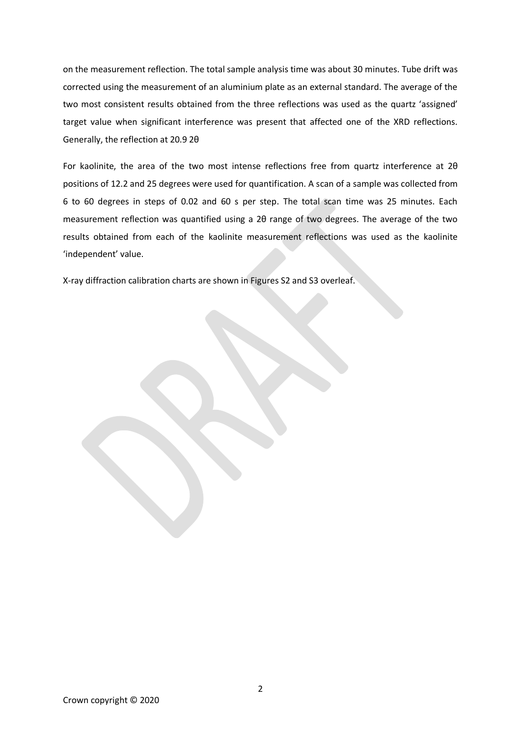on the measurement reflection. The total sample analysis time was about 30 minutes. Tube drift was corrected using the measurement of an aluminium plate as an external standard. The average of the two most consistent results obtained from the three reflections was used as the quartz 'assigned' target value when significant interference was present that affected one of the XRD reflections. Generally, the reflection at 20.9 2θ

For kaolinite, the area of the two most intense reflections free from quartz interference at 2θ positions of 12.2 and 25 degrees were used for quantification. A scan of a sample was collected from 6 to 60 degrees in steps of 0.02 and 60 s per step. The total scan time was 25 minutes. Each measurement reflection was quantified using a 2θ range of two degrees. The average of the two results obtained from each of the kaolinite measurement reflections was used as the kaolinite 'independent' value.

X-ray diffraction calibration charts are shown in Figures S2 and S3 overleaf.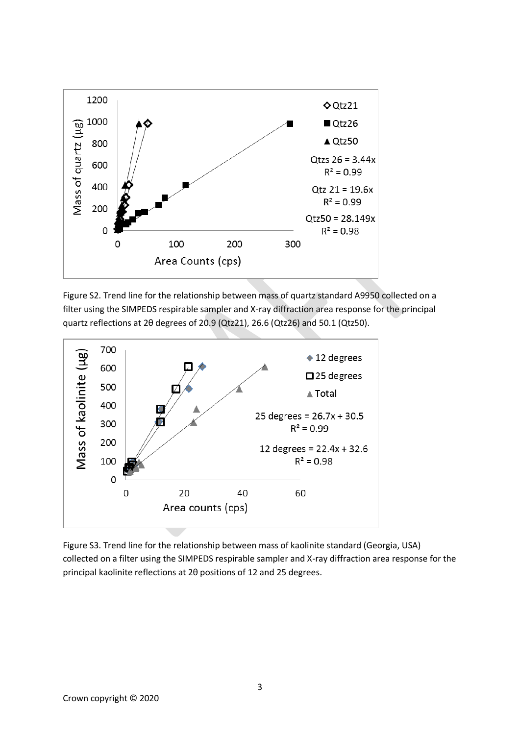Figure S2. Trend line for the relationship between mass of quartz standard A9950 collected on a filter using the SIMPEDS respirable sampler and X-ray diffraction area response for the principal quartz reflections at 2θ degrees of 20.9 (Qtz21), 26.6 (Qtz26) and 50.1 (Qtz50).

Figure S3. Trend line for the relationship between mass of kaolinite standard (Georgia, USA) collected on a filter using the SIMPEDS respirable sampler and X-ray diffraction area response for the principal kaolinite reflections at 2θ positions of 12 and 25 degrees.

Crown copyright © 2020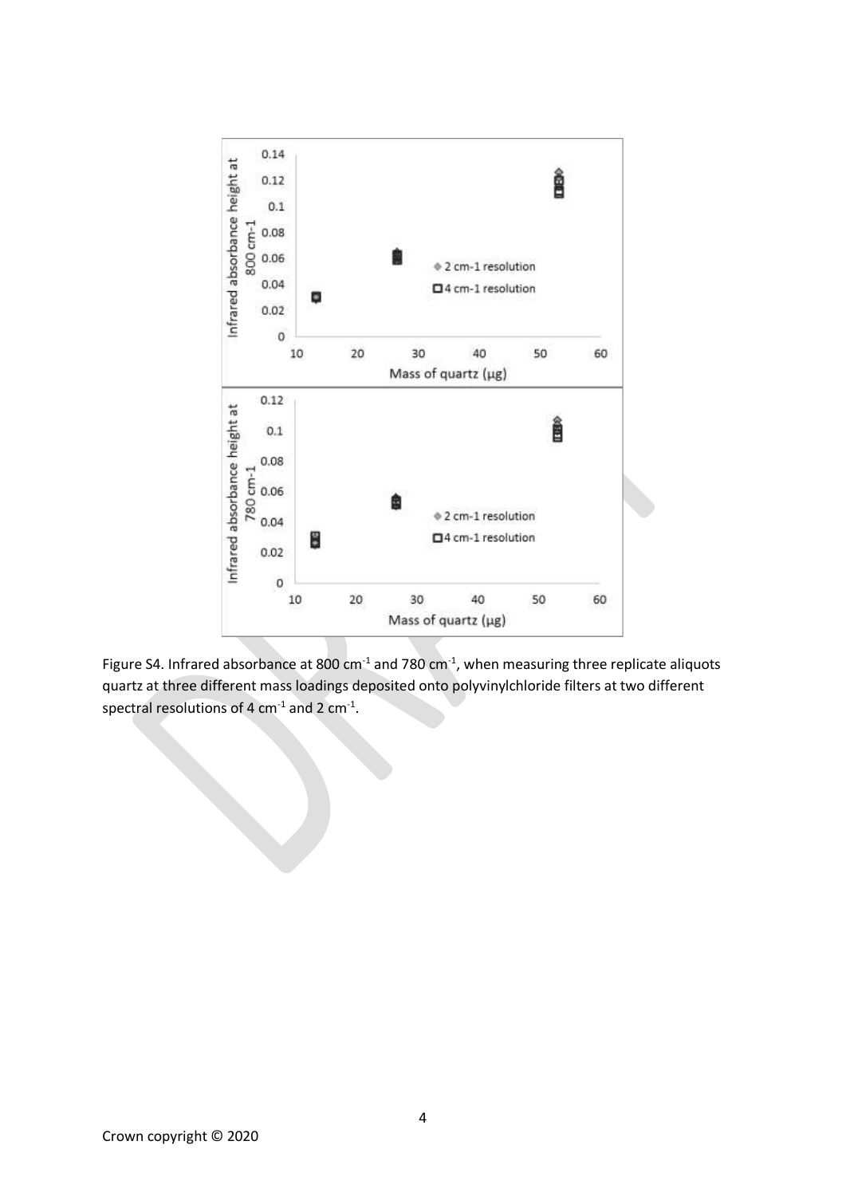Figure S4. Infrared absorbance at 800 $cm^{-1}$ and 780 $cm^{-1}$, when measuring three replicate aliquots quartz at three different mass loadings deposited onto polyvinylchloride filters at two different spectral resolutions of 4 $cm^{-1}$ and 2 $cm^{-1}$.

Crown copyright © 2020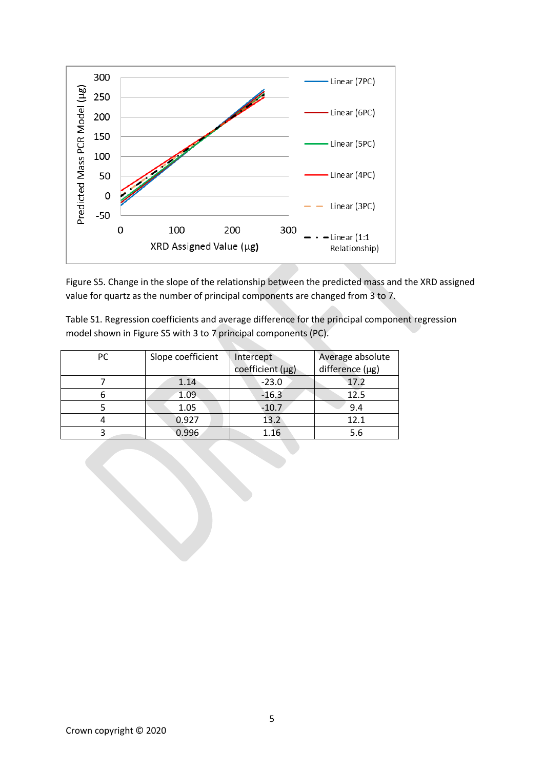Figure S5. Change in the slope of the relationship between the predicted mass and the XRD assigned value for quartz as the number of principal components are changed from 3 to 7.

Table S1. Regression coefficients and average difference for the principal component regression model shown in Figure S5 with 3 to 7 principal components (PC).

| PC | Slope coefficient | Intercept coefficient (μg) | Average absolute difference (μg) |
|---|---|---|---|
| 7 | 1.14 | -23.0 | 17.2 |
| 6 | 1.09 | -16.3 | 12.5 |
| 5 | 1.05 | -10.7 | 9.4 |
| 4 | 0.927 | 13.2 | 12.1 |
| 3 | 0.996 | 1.16 | 5.6 |

Crown copyright © 2020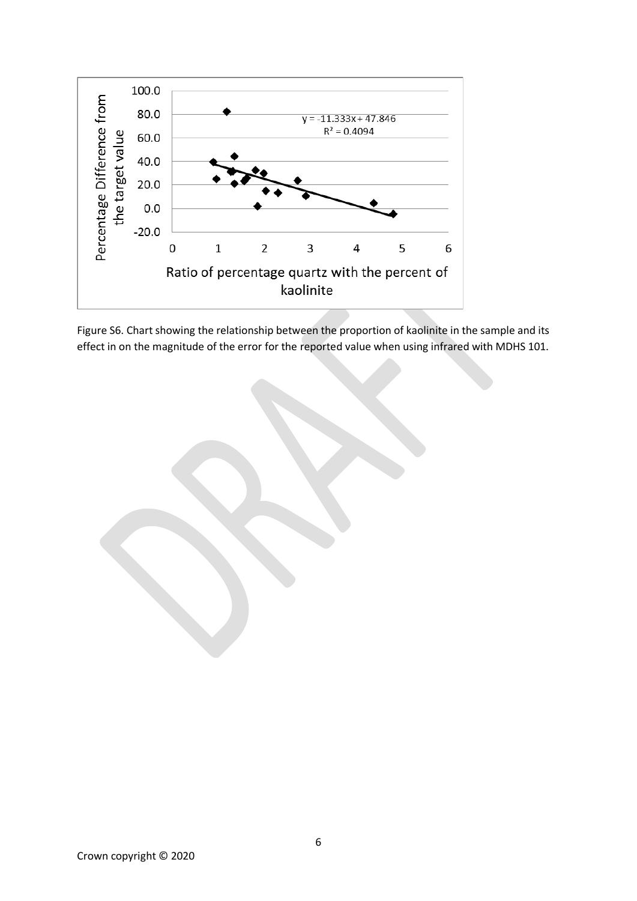Figure S6. Chart showing the relationship between the proportion of kaolinite in the sample and its effect in on the magnitude of the error for the reported value when using infrared with MDHS 101.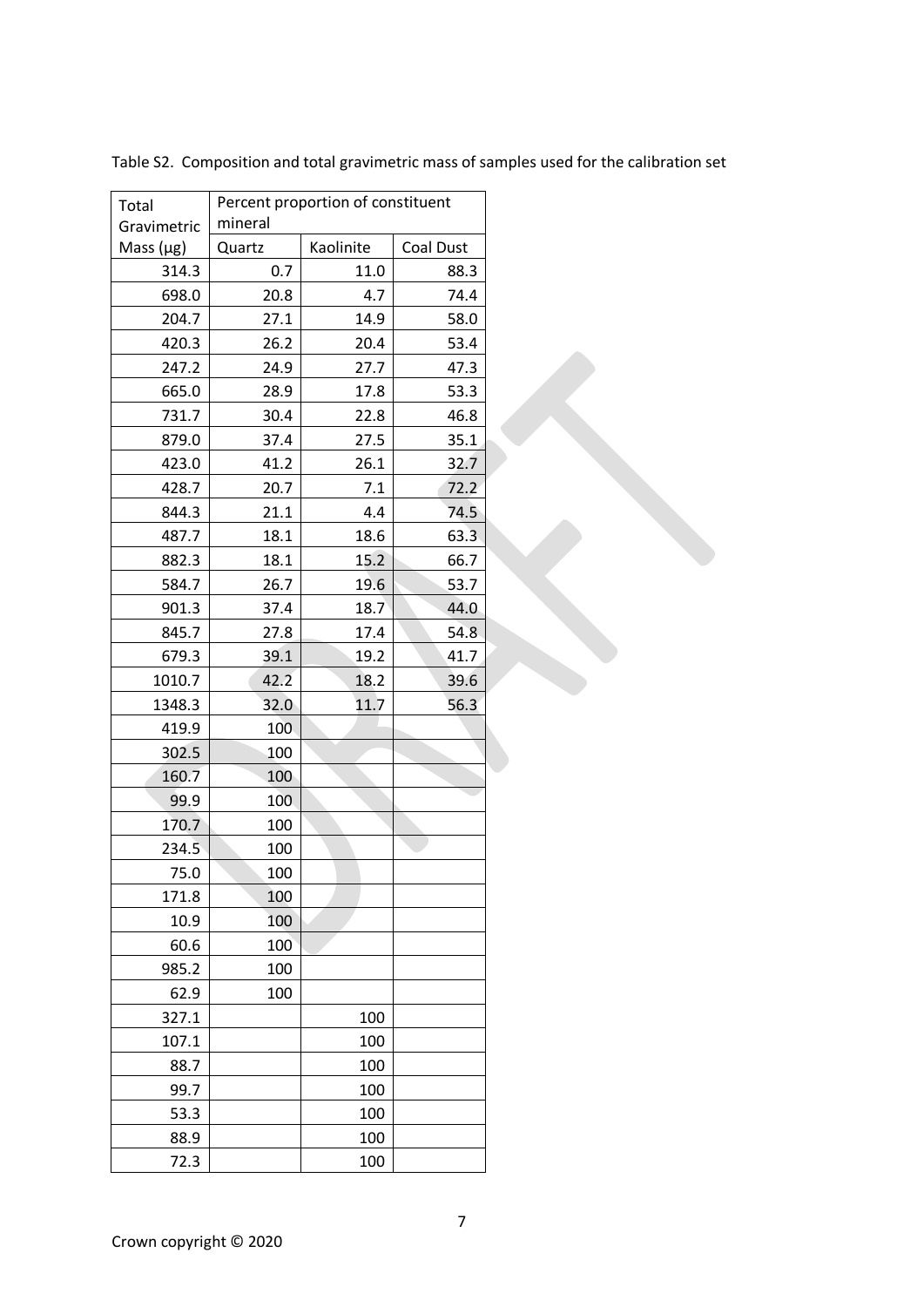Table S2. Composition and total gravimetric mass of samples used for the calibration set

| Total Gravimetric Mass (µg) | Percent proportion of constituent mineral | | |
|---|---|---|---|
| | Quartz | Kaolinite | Coal Dust |
| 314.3 | 0.7 | 11.0 | 88.3 |
| 698.0 | 20.8 | 4.7 | 74.4 |
| 204.7 | 27.1 | 14.9 | 58.0 |
| 420.3 | 26.2 | 20.4 | 53.4 |
| 247.2 | 24.9 | 27.7 | 47.3 |
| 665.0 | 28.9 | 17.8 | 53.3 |
| 731.7 | 30.4 | 22.8 | 46.8 |
| 879.0 | 37.4 | 27.5 | 35.1 |
| 423.0 | 41.2 | 26.1 | 32.7 |
| 428.7 | 20.7 | 7.1 | 72.2 |
| 844.3 | 21.1 | 4.4 | 74.5 |
| 487.7 | 18.1 | 18.6 | 63.3 |
| 882.3 | 18.1 | 15.2 | 66.7 |
| 584.7 | 26.7 | 19.6 | 53.7 |
| 901.3 | 37.4 | 18.7 | 44.0 |
| 845.7 | 27.8 | 17.4 | 54.8 |
| 679.3 | 39.1 | 19.2 | 41.7 |
| 1010.7 | 42.2 | 18.2 | 39.6 |
| 1348.3 | 32.0 | 11.7 | 56.3 |
| 419.9 | 100 | | |
| 302.5 | 100 | | |
| 160.7 | 100 | | |
| 99.9 | 100 | | |
| 170.7 | 100 | | |
| 234.5 | 100 | | |
| 75.0 | 100 | | |
| 171.8 | 100 | | |
| 10.9 | 100 | | |
| 60.6 | 100 | | |
| 985.2 | 100 | | |
| 62.9 | 100 | | |
| 327.1 | | 100 | |
| 107.1 | | 100 | |
| 88.7 | | 100 | |
| 99.7 | | 100 | |
| 53.3 | | 100 | |
| 88.9 | | 100 | |
| 72.3 | | 100 | |

Crown copyright © 2020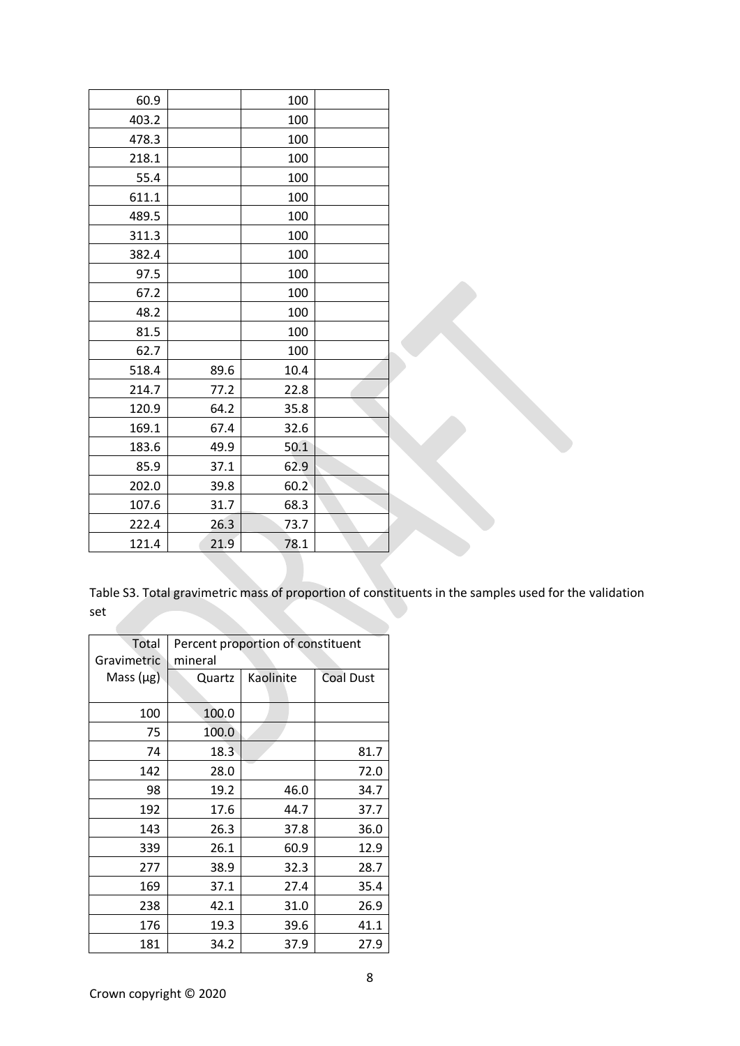| | | | |
|---|---|---|---|
| 60.9 | | 100 | |
| 403.2 | | 100 | |
| 478.3 | | 100 | |
| 218.1 | | 100 | |
| 55.4 | | 100 | |
| 611.1 | | 100 | |
| 489.5 | | 100 | |
| 311.3 | | 100 | |
| 382.4 | | 100 | |
| 97.5 | | 100 | |
| 67.2 | | 100 | |
| 48.2 | | 100 | |
| 81.5 | | 100 | |
| 62.7 | | 100 | |
| 518.4 | 89.6 | 10.4 | |
| 214.7 | 77.2 | 22.8 | |
| 120.9 | 64.2 | 35.8 | |
| 169.1 | 67.4 | 32.6 | |
| 183.6 | 49.9 | 50.1 | |
| 85.9 | 37.1 | 62.9 | |
| 202.0 | 39.8 | 60.2 | |
| 107.6 | 31.7 | 68.3 | |
| 222.4 | 26.3 | 73.7 | |
| 121.4 | 21.9 | 78.1 | |

Table S3. Total gravimetric mass of proportion of constituents in the samples used for the validation set

| Total Gravimetric Mass (μg) | Percent proportion of constituent mineral | | |
|---|---|---|---|
| | Quartz | Kaolinite | Coal Dust |
| 100 | 100.0 | | |
| 75 | 100.0 | | |
| 74 | 18.3 | | 81.7 |
| 142 | 28.0 | | 72.0 |
| 98 | 19.2 | 46.0 | 34.7 |
| 192 | 17.6 | 44.7 | 37.7 |
| 143 | 26.3 | 37.8 | 36.0 |
| 339 | 26.1 | 60.9 | 12.9 |
| 277 | 38.9 | 32.3 | 28.7 |
| 169 | 37.1 | 27.4 | 35.4 |
| 238 | 42.1 | 31.0 | 26.9 |
| 176 | 19.3 | 39.6 | 41.1 |
| 181 | 34.2 | 37.9 | 27.9 |

Crown copyright © 2020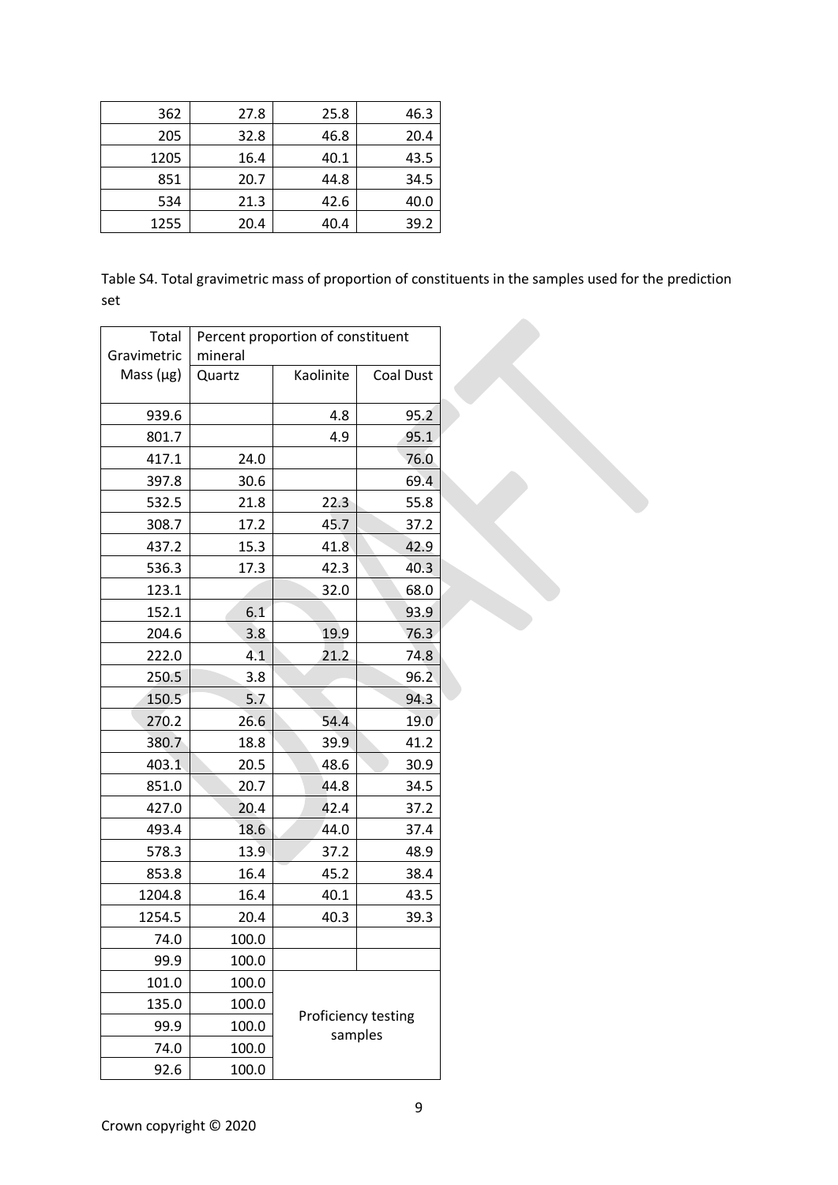| | | | |
|---|---|---|---|
| 362 | 27.8 | 25.8 | 46.3 |
| 205 | 32.8 | 46.8 | 20.4 |
| 1205 | 16.4 | 40.1 | 43.5 |
| 851 | 20.7 | 44.8 | 34.5 |
| 534 | 21.3 | 42.6 | 40.0 |
| 1255 | 20.4 | 40.4 | 39.2 |

Table S4. Total gravimetric mass of proportion of constituents in the samples used for the prediction set

| Total Gravimetric Mass (μg) | Percent proportion of constituent mineral | | |
|---|---|---|---|
| | Quartz | Kaolinite | Coal Dust |
| 939.6 | | 4.8 | 95.2 |
| 801.7 | | 4.9 | 95.1 |
| 417.1 | 24.0 | | 76.0 |
| 397.8 | 30.6 | | 69.4 |
| 532.5 | 21.8 | 22.3 | 55.8 |
| 308.7 | 17.2 | 45.7 | 37.2 |
| 437.2 | 15.3 | 41.8 | 42.9 |
| 536.3 | 17.3 | 42.3 | 40.3 |
| 123.1 | | 32.0 | 68.0 |
| 152.1 | 6.1 | | 93.9 |
| 204.6 | 3.8 | 19.9 | 76.3 |
| 222.0 | 4.1 | 21.2 | 74.8 |
| 250.5 | 3.8 | | 96.2 |
| 150.5 | 5.7 | | 94.3 |
| 270.2 | 26.6 | 54.4 | 19.0 |
| 380.7 | 18.8 | 39.9 | 41.2 |
| 403.1 | 20.5 | 48.6 | 30.9 |
| 851.0 | 20.7 | 44.8 | 34.5 |
| 427.0 | 20.4 | 42.4 | 37.2 |
| 493.4 | 18.6 | 44.0 | 37.4 |
| 578.3 | 13.9 | 37.2 | 48.9 |
| 853.8 | 16.4 | 45.2 | 38.4 |
| 1204.8 | 16.4 | 40.1 | 43.5 |
| 1254.5 | 20.4 | 40.3 | 39.3 |
| 74.0 | 100.0 | | |
| 99.9 | 100.0 | | |
| 101.0 | 100.0 | Proficiency testing samples | |
| 135.0 | 100.0 | | |
| 99.9 | 100.0 | | |
| 74.0 | 100.0 | | |
| 92.6 | 100.0 | | |

Crown copyright © 2020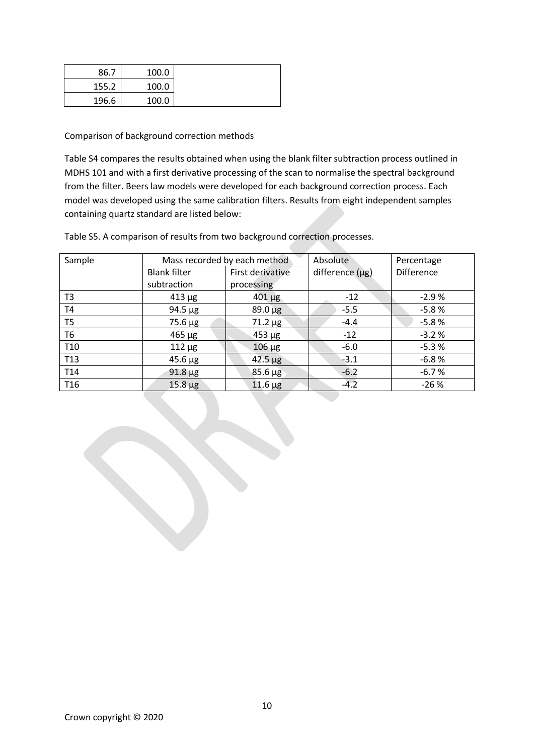| | | |
|---|---|---|
| 86.7 | 100.0 | |
| 155.2 | 100.0 | |
| 196.6 | 100.0 | |

Comparison of background correction methods

Table S4 compares the results obtained when using the blank filter subtraction process outlined in MDHS 101 and with a first derivative processing of the scan to normalise the spectral background from the filter. Beers law models were developed for each background correction process. Each model was developed using the same calibration filters. Results from eight independent samples containing quartz standard are listed below:

Table S5. A comparison of results from two background correction processes.

| Sample | Mass recorded by each method | | Absolute difference (µg) | Percentage Difference |
|---|---|---|---|---|
| | Blank filter subtraction | First derivative processing | | |
| T3 | 413 µg | 401 µg | -12 | -2.9 % |
| T4 | 94.5 µg | 89.0 µg | -5.5 | -5.8 % |
| T5 | 75.6 µg | 71.2 µg | -4.4 | -5.8 % |
| T6 | 465 µg | 453 µg | -12 | -3.2 % |
| T10 | 112 µg | 106 µg | -6.0 | -5.3 % |
| T13 | 45.6 µg | 42.5 µg | -3.1 | -6.8 % |
| T14 | 91.8 µg | 85.6 µg | -6.2 | -6.7 % |
| T16 | 15.8 µg | 11.6 µg | -4.2 | -26 % |

Crown copyright © 2020